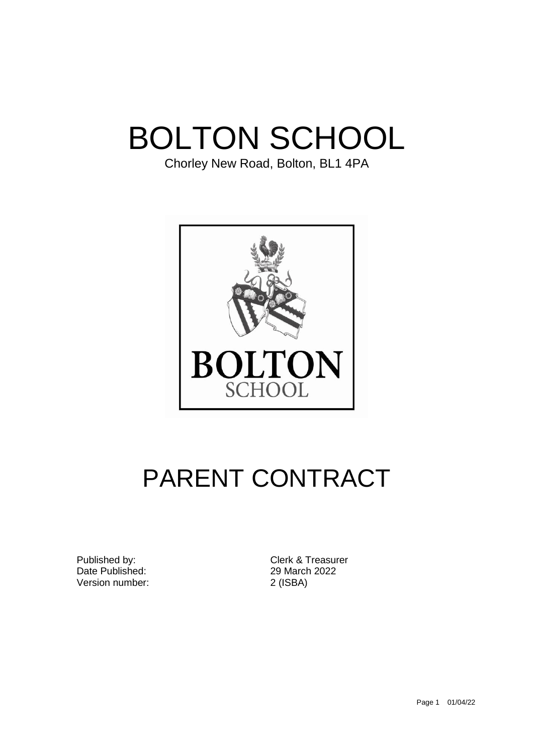# BOLTON SCHOOL

Chorley New Road, Bolton, BL1 4PA

# PARENT CONTRACT

| | |
|---|---|
| Published by: | Clerk & Treasurer |
| Date Published: | 29 March 2022 |
| Version number: | 2 (ISBA) |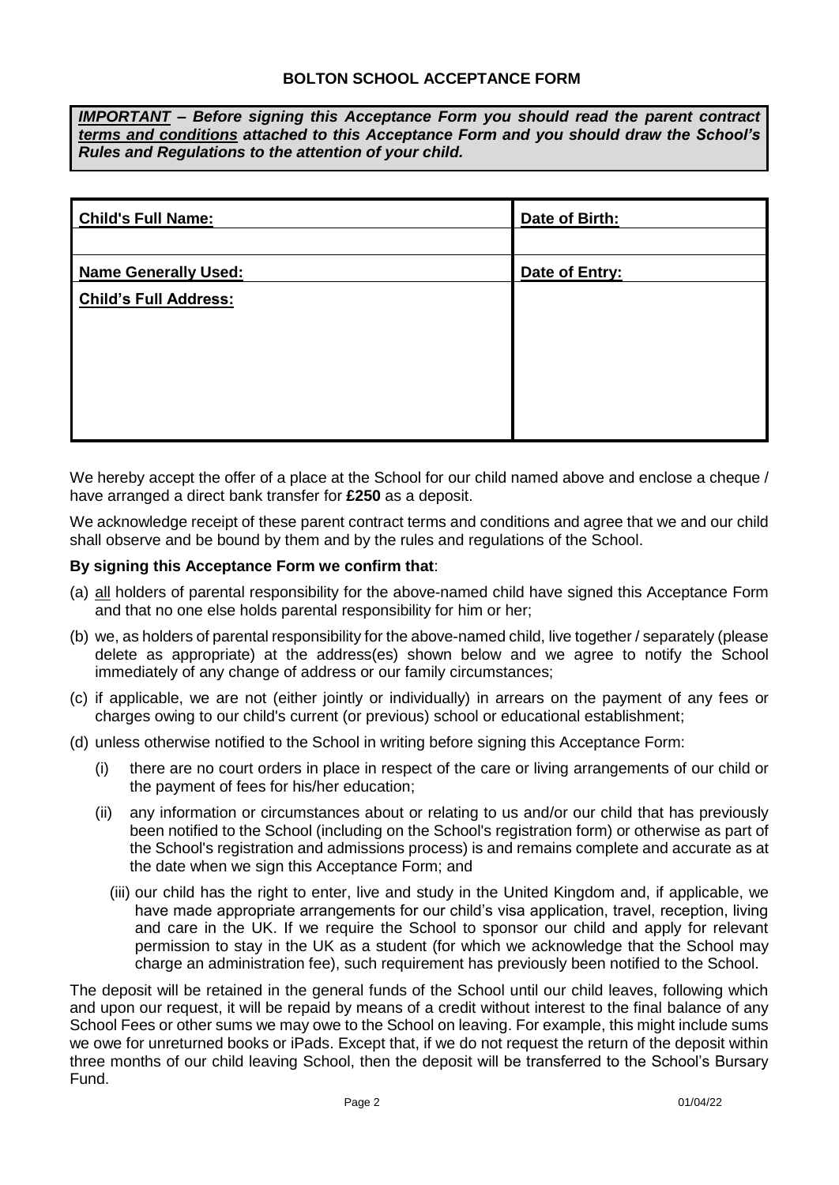## BOLTON SCHOOL ACCEPTANCE FORM

***IMPORTANT* – Before signing this Acceptance Form you should read the parent contract *terms and conditions* attached to this Acceptance Form and you should draw the School's Rules and Regulations to the attention of your child.**

| **Child's Full Name:** | **Date of Birth:** |
|---|---|
| | |
| **Name Generally Used:** | **Date of Entry:** |
| **Child's Full Address:** | |

We hereby accept the offer of a place at the School for our child named above and enclose a cheque / have arranged a direct bank transfer for **£250** as a deposit.

We acknowledge receipt of these parent contract terms and conditions and agree that we and our child shall observe and be bound by them and by the rules and regulations of the School.

**By signing this Acceptance Form we confirm that**:

(a) all holders of parental responsibility for the above-named child have signed this Acceptance Form and that no one else holds parental responsibility for him or her;

(b) we, as holders of parental responsibility for the above-named child, live together / separately (please delete as appropriate) at the address(es) shown below and we agree to notify the School immediately of any change of address or our family circumstances;

(c) if applicable, we are not (either jointly or individually) in arrears on the payment of any fees or charges owing to our child's current (or previous) school or educational establishment;

(d) unless otherwise notified to the School in writing before signing this Acceptance Form:

   (i) there are no court orders in place in respect of the care or living arrangements of our child or the payment of fees for his/her education;

   (ii) any information or circumstances about or relating to us and/or our child that has previously been notified to the School (including on the School's registration form) or otherwise as part of the School's registration and admissions process) is and remains complete and accurate as at the date when we sign this Acceptance Form; and

   (iii) our child has the right to enter, live and study in the United Kingdom and, if applicable, we have made appropriate arrangements for our child's visa application, travel, reception, living and care in the UK. If we require the School to sponsor our child and apply for relevant permission to stay in the UK as a student (for which we acknowledge that the School may charge an administration fee), such requirement has previously been notified to the School.

The deposit will be retained in the general funds of the School until our child leaves, following which and upon our request, it will be repaid by means of a credit without interest to the final balance of any School Fees or other sums we may owe to the School on leaving. For example, this might include sums we owe for unreturned books or iPads. Except that, if we do not request the return of the deposit within three months of our child leaving School, then the deposit will be transferred to the School's Bursary Fund.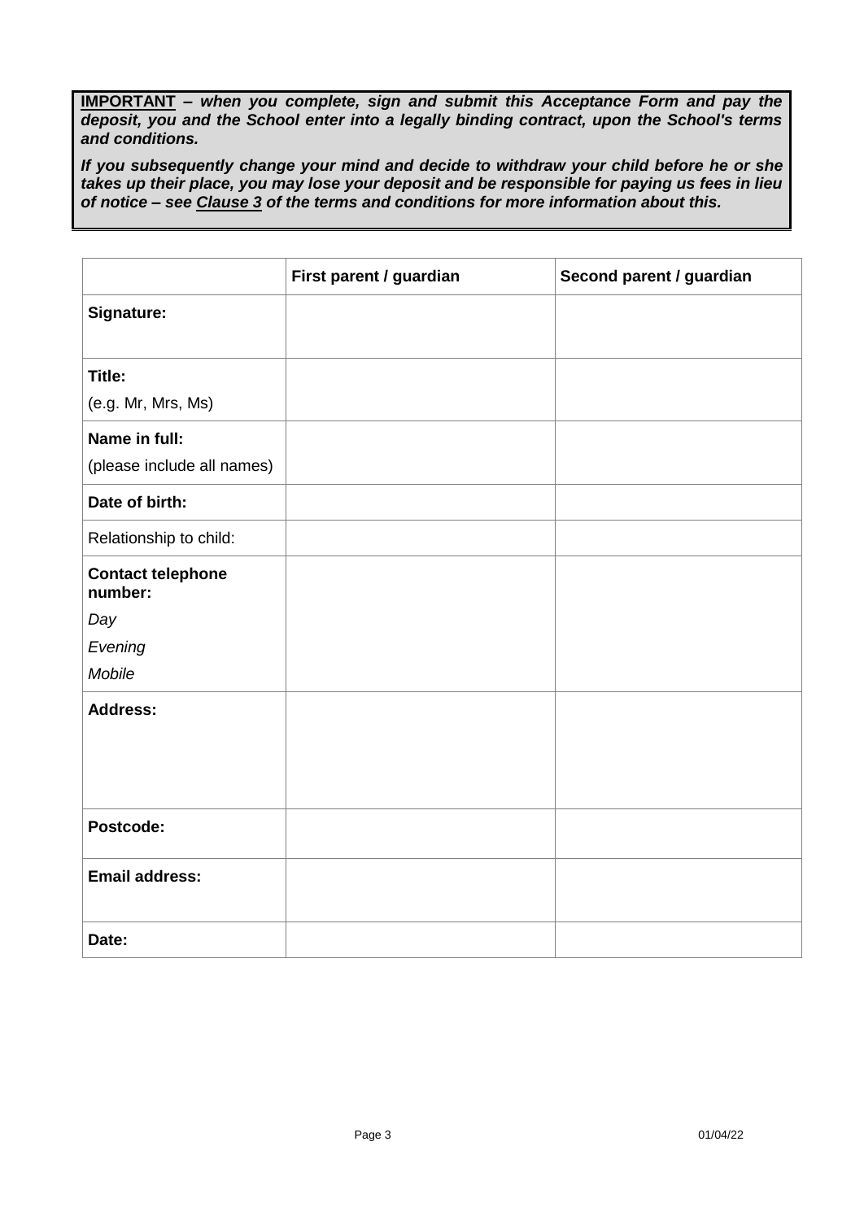**<u>IMPORTANT</u>** ***– when you complete, sign and submit this Acceptance Form and pay the deposit, you and the School enter into a legally binding contract, upon the School's terms and conditions.***

***If you subsequently change your mind and decide to withdraw your child before he or she takes up their place, you may lose your deposit and be responsible for paying us fees in lieu of notice – see <u>Clause 3</u> of the terms and conditions for more information about this.***

| | **First parent / guardian** | **Second parent / guardian** |
|---|---|---|
| **Signature:** | | |
| **Title:**<br>(e.g. Mr, Mrs, Ms) | | |
| **Name in full:**<br>(please include all names) | | |
| **Date of birth:** | | |
| Relationship to child: | | |
| **Contact telephone number:**<br>*Day*<br>*Evening*<br>*Mobile* | | |
| **Address:** | | |
| **Postcode:** | | |
| **Email address:** | | |
| **Date:** | | |

01/04/22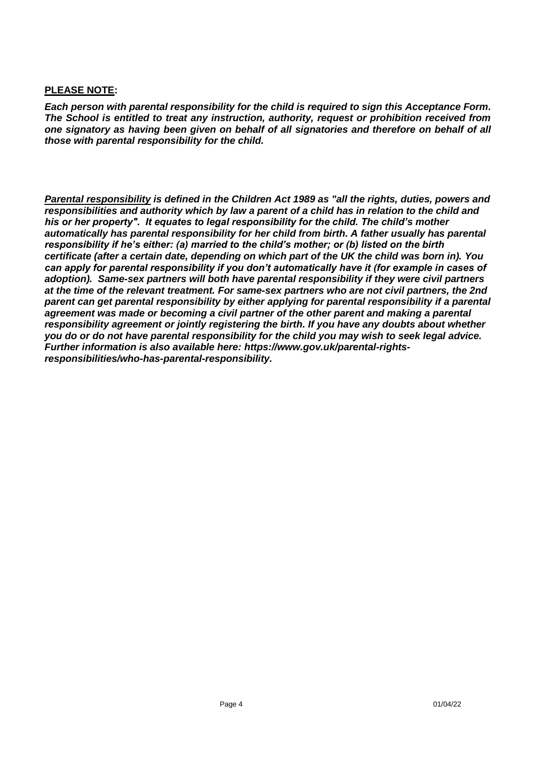**<u>PLEASE NOTE</u>:**

***Each person with parental responsibility for the child is required to sign this Acceptance Form. The School is entitled to treat any instruction, authority, request or prohibition received from one signatory as having been given on behalf of all signatories and therefore on behalf of all those with parental responsibility for the child.***

***<u>Parental responsibility</u> is defined in the Children Act 1989 as "all the rights, duties, powers and responsibilities and authority which by law a parent of a child has in relation to the child and his or her property". It equates to legal responsibility for the child. The child's mother automatically has parental responsibility for her child from birth. A father usually has parental responsibility if he's either: (a) married to the child's mother; or (b) listed on the birth certificate (after a certain date, depending on which part of the UK the child was born in). You can apply for parental responsibility if you don't automatically have it (for example in cases of adoption). Same-sex partners will both have parental responsibility if they were civil partners at the time of the relevant treatment. For same-sex partners who are not civil partners, the 2nd parent can get parental responsibility by either applying for parental responsibility if a parental agreement was made or becoming a civil partner of the other parent and making a parental responsibility agreement or jointly registering the birth. If you have any doubts about whether you do or do not have parental responsibility for the child you may wish to seek legal advice. Further information is also available here: https://www.gov.uk/parental-rights-responsibilities/who-has-parental-responsibility.***

01/04/22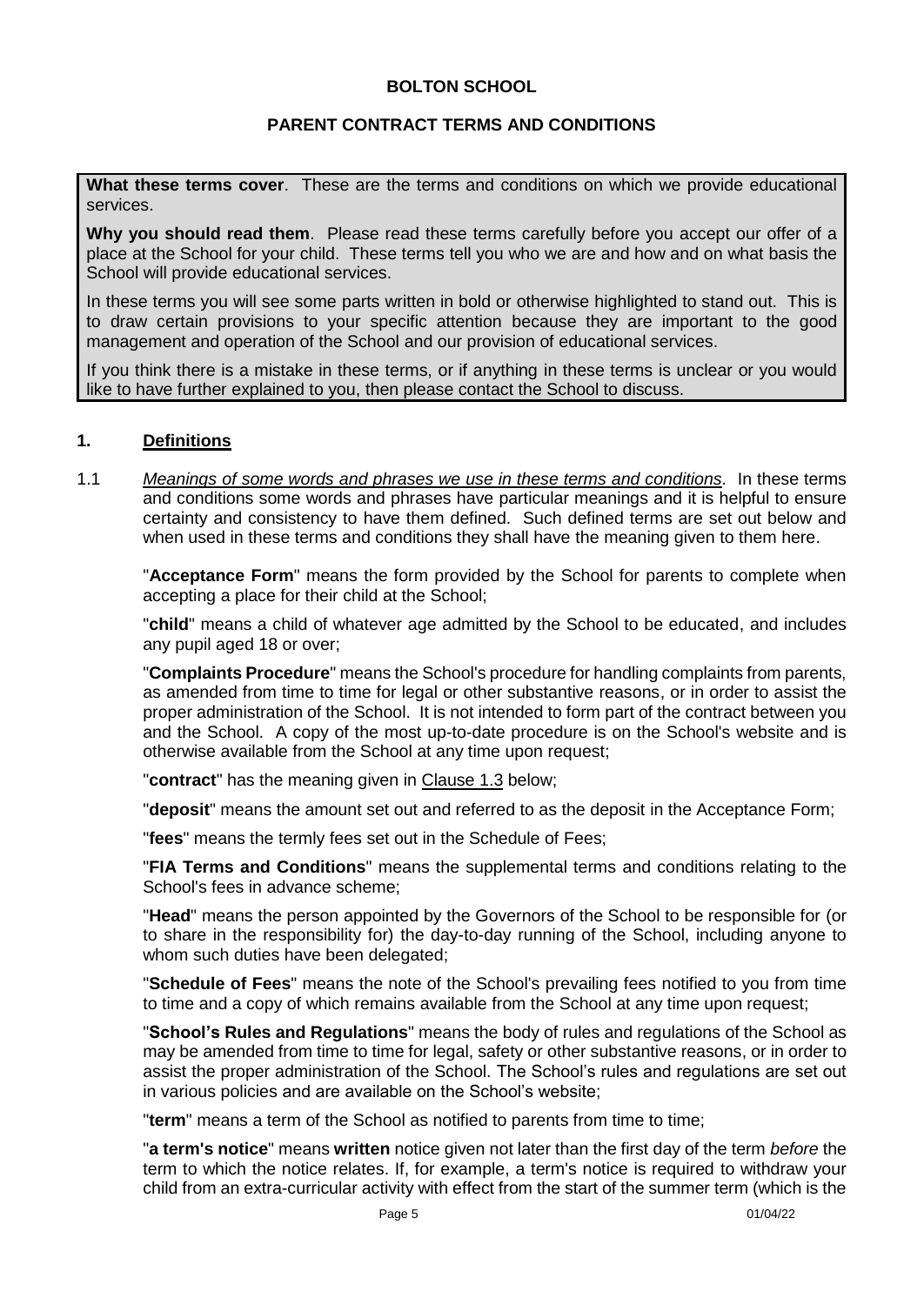**BOLTON SCHOOL**

**PARENT CONTRACT TERMS AND CONDITIONS**

**What these terms cover**. These are the terms and conditions on which we provide educational services.

**Why you should read them**. Please read these terms carefully before you accept our offer of a place at the School for your child. These terms tell you who we are and how and on what basis the School will provide educational services.

In these terms you will see some parts written in bold or otherwise highlighted to stand out. This is to draw certain provisions to your specific attention because they are important to the good management and operation of the School and our provision of educational services.

If you think there is a mistake in these terms, or if anything in these terms is unclear or you would like to have further explained to you, then please contact the School to discuss.

## 1. Definitions

1.1 *Meanings of some words and phrases we use in these terms and conditions.* In these terms and conditions some words and phrases have particular meanings and it is helpful to ensure certainty and consistency to have them defined. Such defined terms are set out below and when used in these terms and conditions they shall have the meaning given to them here.

"**Acceptance Form**" means the form provided by the School for parents to complete when accepting a place for their child at the School;

"**child**" means a child of whatever age admitted by the School to be educated, and includes any pupil aged 18 or over;

"**Complaints Procedure**" means the School's procedure for handling complaints from parents, as amended from time to time for legal or other substantive reasons, or in order to assist the proper administration of the School. It is not intended to form part of the contract between you and the School. A copy of the most up-to-date procedure is on the School's website and is otherwise available from the School at any time upon request;

"**contract**" has the meaning given in Clause 1.3 below;

"**deposit**" means the amount set out and referred to as the deposit in the Acceptance Form;

"**fees**" means the termly fees set out in the Schedule of Fees;

"**FIA Terms and Conditions**" means the supplemental terms and conditions relating to the School's fees in advance scheme;

"**Head**" means the person appointed by the Governors of the School to be responsible for (or to share in the responsibility for) the day-to-day running of the School, including anyone to whom such duties have been delegated;

"**Schedule of Fees**" means the note of the School's prevailing fees notified to you from time to time and a copy of which remains available from the School at any time upon request;

"**School's Rules and Regulations**" means the body of rules and regulations of the School as may be amended from time to time for legal, safety or other substantive reasons, or in order to assist the proper administration of the School. The School's rules and regulations are set out in various policies and are available on the School's website;

"**term**" means a term of the School as notified to parents from time to time;

"**a term's notice**" means **written** notice given not later than the first day of the term *before* the term to which the notice relates. If, for example, a term's notice is required to withdraw your child from an extra-curricular activity with effect from the start of the summer term (which is the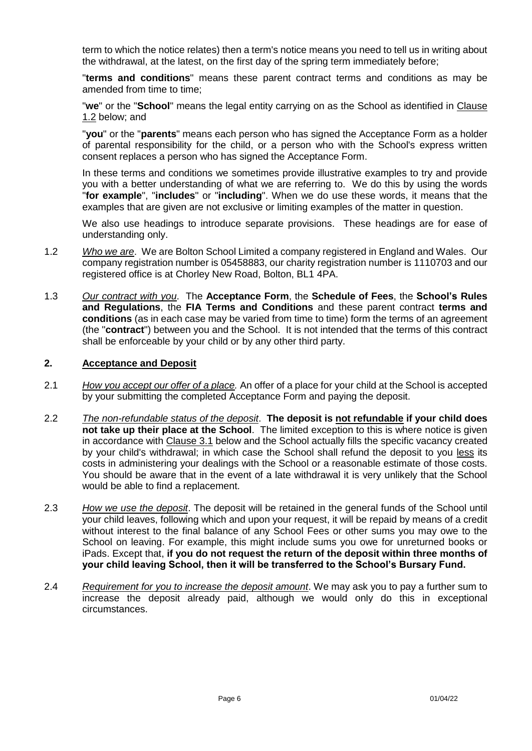term to which the notice relates) then a term's notice means you need to tell us in writing about the withdrawal, at the latest, on the first day of the spring term immediately before;

"**terms and conditions**" means these parent contract terms and conditions as may be amended from time to time;

"**we**" or the "**School**" means the legal entity carrying on as the School as identified in Clause 1.2 below; and

"**you**" or the "**parents**" means each person who has signed the Acceptance Form as a holder of parental responsibility for the child, or a person who with the School's express written consent replaces a person who has signed the Acceptance Form.

In these terms and conditions we sometimes provide illustrative examples to try and provide you with a better understanding of what we are referring to. We do this by using the words "**for example**", "**includes**" or "**including**". When we do use these words, it means that the examples that are given are not exclusive or limiting examples of the matter in question.

We also use headings to introduce separate provisions. These headings are for ease of understanding only.

1.2 *Who we are*. We are Bolton School Limited a company registered in England and Wales. Our company registration number is 05458883, our charity registration number is 1110703 and our registered office is at Chorley New Road, Bolton, BL1 4PA.

1.3 *Our contract with you*. The **Acceptance Form**, the **Schedule of Fees**, the **School's Rules and Regulations**, the **FIA Terms and Conditions** and these parent contract **terms and conditions** (as in each case may be varied from time to time) form the terms of an agreement (the "**contract**") between you and the School. It is not intended that the terms of this contract shall be enforceable by your child or by any other third party.

## 2. Acceptance and Deposit

2.1 *How you accept our offer of a place.* An offer of a place for your child at the School is accepted by your submitting the completed Acceptance Form and paying the deposit.

2.2 *The non-refundable status of the deposit*. **The deposit is not refundable if your child does not take up their place at the School**. The limited exception to this is where notice is given in accordance with Clause 3.1 below and the School actually fills the specific vacancy created by your child's withdrawal; in which case the School shall refund the deposit to you less its costs in administering your dealings with the School or a reasonable estimate of those costs. You should be aware that in the event of a late withdrawal it is very unlikely that the School would be able to find a replacement.

2.3 *How we use the deposit*. The deposit will be retained in the general funds of the School until your child leaves, following which and upon your request, it will be repaid by means of a credit without interest to the final balance of any School Fees or other sums you may owe to the School on leaving. For example, this might include sums you owe for unreturned books or iPads. Except that, **if you do not request the return of the deposit within three months of your child leaving School, then it will be transferred to the School's Bursary Fund.**

2.4 *Requirement for you to increase the deposit amount*. We may ask you to pay a further sum to increase the deposit already paid, although we would only do this in exceptional circumstances.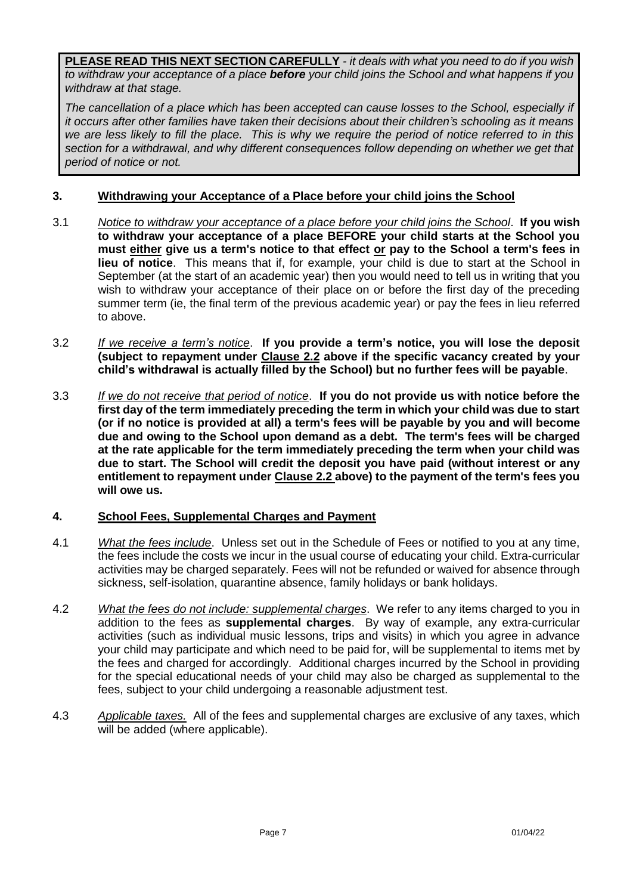**PLEASE READ THIS NEXT SECTION CAREFULLY** - *it deals with what you need to do if you wish to withdraw your acceptance of a place **before** your child joins the School and what happens if you withdraw at that stage.*

*The cancellation of a place which has been accepted can cause losses to the School, especially if it occurs after other families have taken their decisions about their children's schooling as it means we are less likely to fill the place. This is why we require the period of notice referred to in this section for a withdrawal, and why different consequences follow depending on whether we get that period of notice or not.*

## 3. Withdrawing your Acceptance of a Place before your child joins the School

3.1 *Notice to withdraw your acceptance of a place before your child joins the School*. **If you wish to withdraw your acceptance of a place BEFORE your child starts at the School you must either give us a term's notice to that effect or pay to the School a term's fees in lieu of notice**. This means that if, for example, your child is due to start at the School in September (at the start of an academic year) then you would need to tell us in writing that you wish to withdraw your acceptance of their place on or before the first day of the preceding summer term (ie, the final term of the previous academic year) or pay the fees in lieu referred to above.

3.2 *If we receive a term's notice*. **If you provide a term's notice, you will lose the deposit (subject to repayment under Clause 2.2 above if the specific vacancy created by your child's withdrawal is actually filled by the School) but no further fees will be payable**.

3.3 *If we do not receive that period of notice*. **If you do not provide us with notice before the first day of the term immediately preceding the term in which your child was due to start (or if no notice is provided at all) a term's fees will be payable by you and will become due and owing to the School upon demand as a debt. The term's fees will be charged at the rate applicable for the term immediately preceding the term when your child was due to start. The School will credit the deposit you have paid (without interest or any entitlement to repayment under Clause 2.2 above) to the payment of the term's fees you will owe us.**

## 4. School Fees, Supplemental Charges and Payment

4.1 *What the fees include*. Unless set out in the Schedule of Fees or notified to you at any time, the fees include the costs we incur in the usual course of educating your child. Extra-curricular activities may be charged separately. Fees will not be refunded or waived for absence through sickness, self-isolation, quarantine absence, family holidays or bank holidays.

4.2 *What the fees do not include: supplemental charges*. We refer to any items charged to you in addition to the fees as **supplemental charges**. By way of example, any extra-curricular activities (such as individual music lessons, trips and visits) in which you agree in advance your child may participate and which need to be paid for, will be supplemental to items met by the fees and charged for accordingly. Additional charges incurred by the School in providing for the special educational needs of your child may also be charged as supplemental to the fees, subject to your child undergoing a reasonable adjustment test.

4.3 *Applicable taxes.* All of the fees and supplemental charges are exclusive of any taxes, which will be added (where applicable).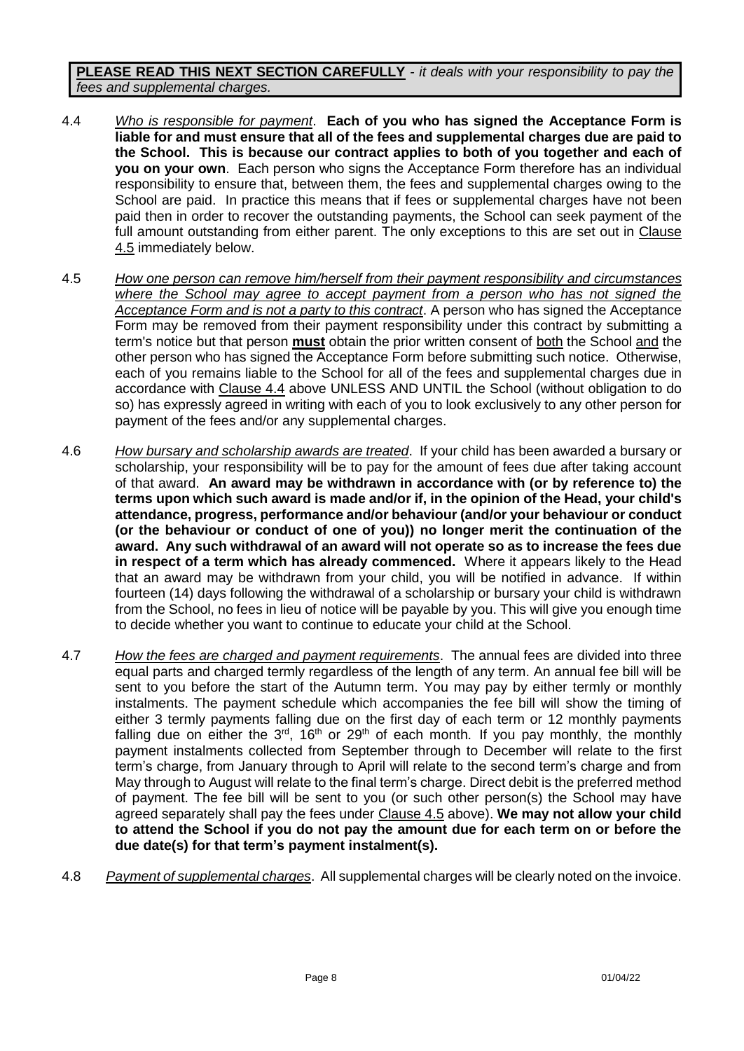**PLEASE READ THIS NEXT SECTION CAREFULLY** - *it deals with your responsibility to pay the fees and supplemental charges.*

4.4 *Who is responsible for payment*. **Each of you who has signed the Acceptance Form is liable for and must ensure that all of the fees and supplemental charges due are paid to the School. This is because our contract applies to both of you together and each of you on your own**. Each person who signs the Acceptance Form therefore has an individual responsibility to ensure that, between them, the fees and supplemental charges owing to the School are paid. In practice this means that if fees or supplemental charges have not been paid then in order to recover the outstanding payments, the School can seek payment of the full amount outstanding from either parent. The only exceptions to this are set out in Clause 4.5 immediately below.

4.5 *How one person can remove him/herself from their payment responsibility and circumstances where the School may agree to accept payment from a person who has not signed the Acceptance Form and is not a party to this contract*. A person who has signed the Acceptance Form may be removed from their payment responsibility under this contract by submitting a term's notice but that person **must** obtain the prior written consent of both the School and the other person who has signed the Acceptance Form before submitting such notice. Otherwise, each of you remains liable to the School for all of the fees and supplemental charges due in accordance with Clause 4.4 above UNLESS AND UNTIL the School (without obligation to do so) has expressly agreed in writing with each of you to look exclusively to any other person for payment of the fees and/or any supplemental charges.

4.6 *How bursary and scholarship awards are treated*. If your child has been awarded a bursary or scholarship, your responsibility will be to pay for the amount of fees due after taking account of that award. **An award may be withdrawn in accordance with (or by reference to) the terms upon which such award is made and/or if, in the opinion of the Head, your child's attendance, progress, performance and/or behaviour (and/or your behaviour or conduct (or the behaviour or conduct of one of you)) no longer merit the continuation of the award. Any such withdrawal of an award will not operate so as to increase the fees due in respect of a term which has already commenced.** Where it appears likely to the Head that an award may be withdrawn from your child, you will be notified in advance. If within fourteen (14) days following the withdrawal of a scholarship or bursary your child is withdrawn from the School, no fees in lieu of notice will be payable by you. This will give you enough time to decide whether you want to continue to educate your child at the School.

4.7 *How the fees are charged and payment requirements*. The annual fees are divided into three equal parts and charged termly regardless of the length of any term. An annual fee bill will be sent to you before the start of the Autumn term. You may pay by either termly or monthly instalments. The payment schedule which accompanies the fee bill will show the timing of either 3 termly payments falling due on the first day of each term or 12 monthly payments falling due on either the 3rd, 16th or 29th of each month. If you pay monthly, the monthly payment instalments collected from September through to December will relate to the first term's charge, from January through to April will relate to the second term's charge and from May through to August will relate to the final term's charge. Direct debit is the preferred method of payment. The fee bill will be sent to you (or such other person(s) the School may have agreed separately shall pay the fees under Clause 4.5 above). **We may not allow your child to attend the School if you do not pay the amount due for each term on or before the due date(s) for that term's payment instalment(s).**

4.8 *Payment of supplemental charges*. All supplemental charges will be clearly noted on the invoice.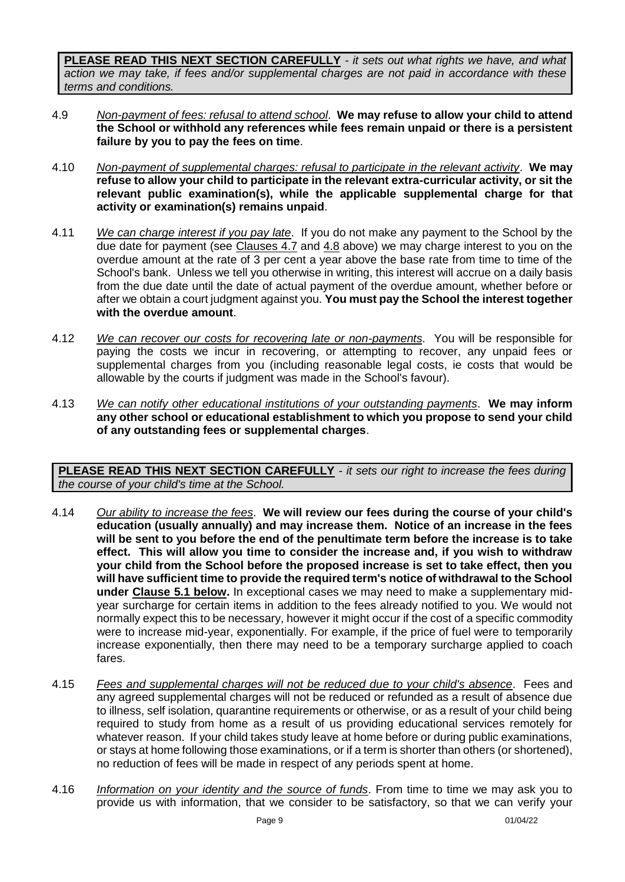**PLEASE READ THIS NEXT SECTION CAREFULLY** - *it sets out what rights we have, and what action we may take, if fees and/or supplemental charges are not paid in accordance with these terms and conditions.*

4.9 *Non-payment of fees: refusal to attend school*. **We may refuse to allow your child to attend the School or withhold any references while fees remain unpaid or there is a persistent failure by you to pay the fees on time**.

4.10 *Non-payment of supplemental charges: refusal to participate in the relevant activity*. **We may refuse to allow your child to participate in the relevant extra-curricular activity, or sit the relevant public examination(s), while the applicable supplemental charge for that activity or examination(s) remains unpaid**.

4.11 *We can charge interest if you pay late*. If you do not make any payment to the School by the due date for payment (see Clauses 4.7 and 4.8 above) we may charge interest to you on the overdue amount at the rate of 3 per cent a year above the base rate from time to time of the School's bank. Unless we tell you otherwise in writing, this interest will accrue on a daily basis from the due date until the date of actual payment of the overdue amount, whether before or after we obtain a court judgment against you. **You must pay the School the interest together with the overdue amount**.

4.12 *We can recover our costs for recovering late or non-payments*. You will be responsible for paying the costs we incur in recovering, or attempting to recover, any unpaid fees or supplemental charges from you (including reasonable legal costs, ie costs that would be allowable by the courts if judgment was made in the School's favour).

4.13 *We can notify other educational institutions of your outstanding payments*. **We may inform any other school or educational establishment to which you propose to send your child of any outstanding fees or supplemental charges**.

**PLEASE READ THIS NEXT SECTION CAREFULLY** - *it sets our right to increase the fees during the course of your child's time at the School.*

4.14 *Our ability to increase the fees*. **We will review our fees during the course of your child's education (usually annually) and may increase them. Notice of an increase in the fees will be sent to you before the end of the penultimate term before the increase is to take effect. This will allow you time to consider the increase and, if you wish to withdraw your child from the School before the proposed increase is set to take effect, then you will have sufficient time to provide the required term's notice of withdrawal to the School under Clause 5.1 below.** In exceptional cases we may need to make a supplementary mid-year surcharge for certain items in addition to the fees already notified to you. We would not normally expect this to be necessary, however it might occur if the cost of a specific commodity were to increase mid-year, exponentially. For example, if the price of fuel were to temporarily increase exponentially, then there may need to be a temporary surcharge applied to coach fares.

4.15 *Fees and supplemental charges will not be reduced due to your child's absence*. Fees and any agreed supplemental charges will not be reduced or refunded as a result of absence due to illness, self isolation, quarantine requirements or otherwise, or as a result of your child being required to study from home as a result of us providing educational services remotely for whatever reason. If your child takes study leave at home before or during public examinations, or stays at home following those examinations, or if a term is shorter than others (or shortened), no reduction of fees will be made in respect of any periods spent at home.

4.16 *Information on your identity and the source of funds*. From time to time we may ask you to provide us with information, that we consider to be satisfactory, so that we can verify your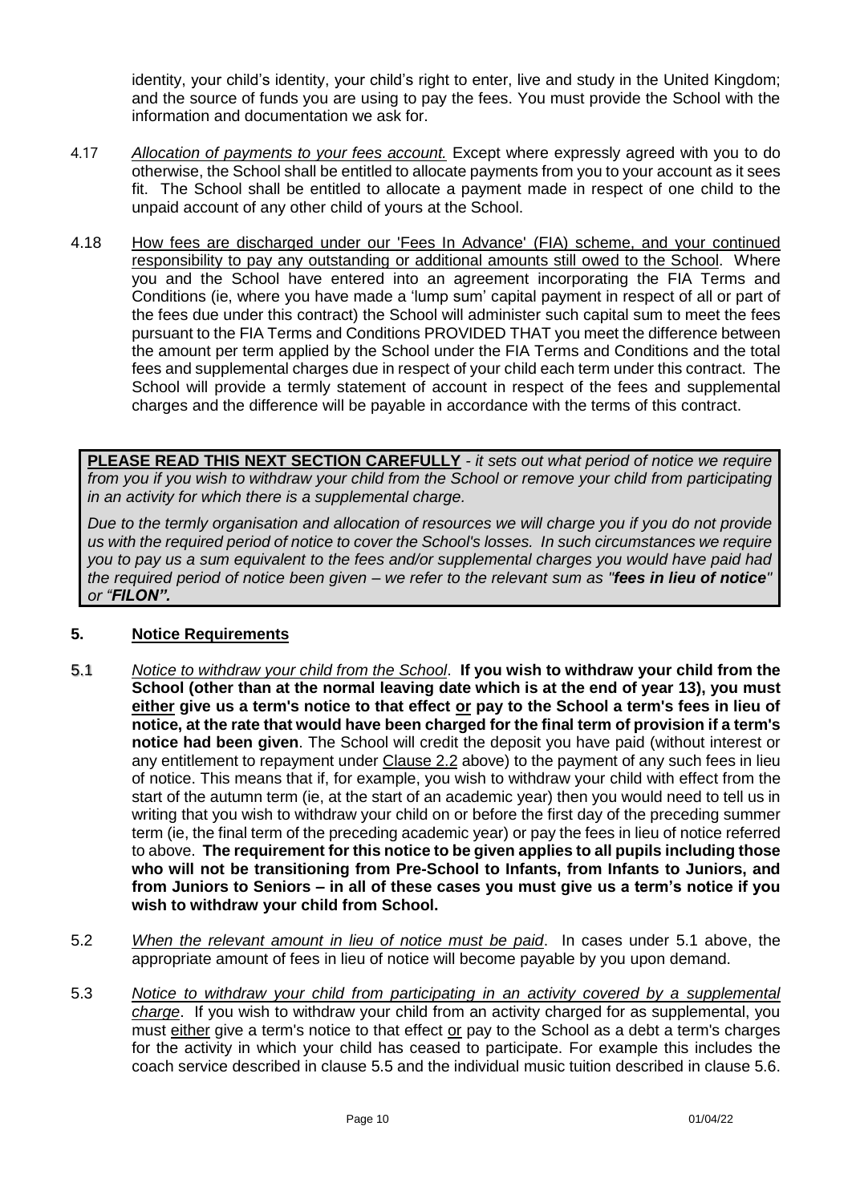identity, your child's identity, your child's right to enter, live and study in the United Kingdom; and the source of funds you are using to pay the fees. You must provide the School with the information and documentation we ask for.

4.17 *Allocation of payments to your fees account.* Except where expressly agreed with you to do otherwise, the School shall be entitled to allocate payments from you to your account as it sees fit. The School shall be entitled to allocate a payment made in respect of one child to the unpaid account of any other child of yours at the School.

4.18 How fees are discharged under our 'Fees In Advance' (FIA) scheme, and your continued responsibility to pay any outstanding or additional amounts still owed to the School. Where you and the School have entered into an agreement incorporating the FIA Terms and Conditions (ie, where you have made a 'lump sum' capital payment in respect of all or part of the fees due under this contract) the School will administer such capital sum to meet the fees pursuant to the FIA Terms and Conditions PROVIDED THAT you meet the difference between the amount per term applied by the School under the FIA Terms and Conditions and the total fees and supplemental charges due in respect of your child each term under this contract. The School will provide a termly statement of account in respect of the fees and supplemental charges and the difference will be payable in accordance with the terms of this contract.

**PLEASE READ THIS NEXT SECTION CAREFULLY** - *it sets out what period of notice we require from you if you wish to withdraw your child from the School or remove your child from participating in an activity for which there is a supplemental charge.*

*Due to the termly organisation and allocation of resources we will charge you if you do not provide us with the required period of notice to cover the School's losses. In such circumstances we require you to pay us a sum equivalent to the fees and/or supplemental charges you would have paid had the required period of notice been given – we refer to the relevant sum as "**fees in lieu of notice**" or "**FILON".***

## 5. Notice Requirements

5.1 *Notice to withdraw your child from the School*. **If you wish to withdraw your child from the School (other than at the normal leaving date which is at the end of year 13), you must either give us a term's notice to that effect or pay to the School a term's fees in lieu of notice, at the rate that would have been charged for the final term of provision if a term's notice had been given**. The School will credit the deposit you have paid (without interest or any entitlement to repayment under Clause 2.2 above) to the payment of any such fees in lieu of notice. This means that if, for example, you wish to withdraw your child with effect from the start of the autumn term (ie, at the start of an academic year) then you would need to tell us in writing that you wish to withdraw your child on or before the first day of the preceding summer term (ie, the final term of the preceding academic year) or pay the fees in lieu of notice referred to above. **The requirement for this notice to be given applies to all pupils including those who will not be transitioning from Pre-School to Infants, from Infants to Juniors, and from Juniors to Seniors – in all of these cases you must give us a term's notice if you wish to withdraw your child from School.**

5.2 *When the relevant amount in lieu of notice must be paid*. In cases under 5.1 above, the appropriate amount of fees in lieu of notice will become payable by you upon demand.

5.3 *Notice to withdraw your child from participating in an activity covered by a supplemental charge*. If you wish to withdraw your child from an activity charged for as supplemental, you must either give a term's notice to that effect or pay to the School as a debt a term's charges for the activity in which your child has ceased to participate. For example this includes the coach service described in clause 5.5 and the individual music tuition described in clause 5.6.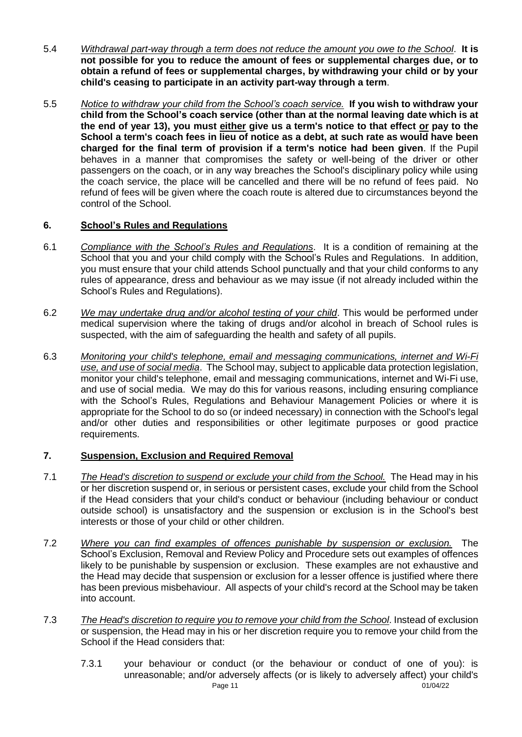5.4 *Withdrawal part-way through a term does not reduce the amount you owe to the School*. **It is not possible for you to reduce the amount of fees or supplemental charges due, or to obtain a refund of fees or supplemental charges, by withdrawing your child or by your child's ceasing to participate in an activity part-way through a term**.

5.5 *Notice to withdraw your child from the School's coach service.* **If you wish to withdraw your child from the School's coach service (other than at the normal leaving date which is at the end of year 13), you must either give us a term's notice to that effect or pay to the School a term's coach fees in lieu of notice as a debt, at such rate as would have been charged for the final term of provision if a term's notice had been given**. If the Pupil behaves in a manner that compromises the safety or well-being of the driver or other passengers on the coach, or in any way breaches the School's disciplinary policy while using the coach service, the place will be cancelled and there will be no refund of fees paid. No refund of fees will be given where the coach route is altered due to circumstances beyond the control of the School.

## 6. School's Rules and Regulations

6.1 *Compliance with the School's Rules and Regulations*. It is a condition of remaining at the School that you and your child comply with the School's Rules and Regulations. In addition, you must ensure that your child attends School punctually and that your child conforms to any rules of appearance, dress and behaviour as we may issue (if not already included within the School's Rules and Regulations).

6.2 *We may undertake drug and/or alcohol testing of your child*. This would be performed under medical supervision where the taking of drugs and/or alcohol in breach of School rules is suspected, with the aim of safeguarding the health and safety of all pupils.

6.3 *Monitoring your child's telephone, email and messaging communications, internet and Wi-Fi use, and use of social media*. The School may, subject to applicable data protection legislation, monitor your child's telephone, email and messaging communications, internet and Wi-Fi use, and use of social media. We may do this for various reasons, including ensuring compliance with the School's Rules, Regulations and Behaviour Management Policies or where it is appropriate for the School to do so (or indeed necessary) in connection with the School's legal and/or other duties and responsibilities or other legitimate purposes or good practice requirements.

## 7. Suspension, Exclusion and Required Removal

7.1 *The Head's discretion to suspend or exclude your child from the School.* The Head may in his or her discretion suspend or, in serious or persistent cases, exclude your child from the School if the Head considers that your child's conduct or behaviour (including behaviour or conduct outside school) is unsatisfactory and the suspension or exclusion is in the School's best interests or those of your child or other children.

7.2 *Where you can find examples of offences punishable by suspension or exclusion.* The School's Exclusion, Removal and Review Policy and Procedure sets out examples of offences likely to be punishable by suspension or exclusion. These examples are not exhaustive and the Head may decide that suspension or exclusion for a lesser offence is justified where there has been previous misbehaviour. All aspects of your child's record at the School may be taken into account.

7.3 *The Head's discretion to require you to remove your child from the School*. Instead of exclusion or suspension, the Head may in his or her discretion require you to remove your child from the School if the Head considers that:

7.3.1 your behaviour or conduct (or the behaviour or conduct of one of you): is unreasonable; and/or adversely affects (or is likely to adversely affect) your child's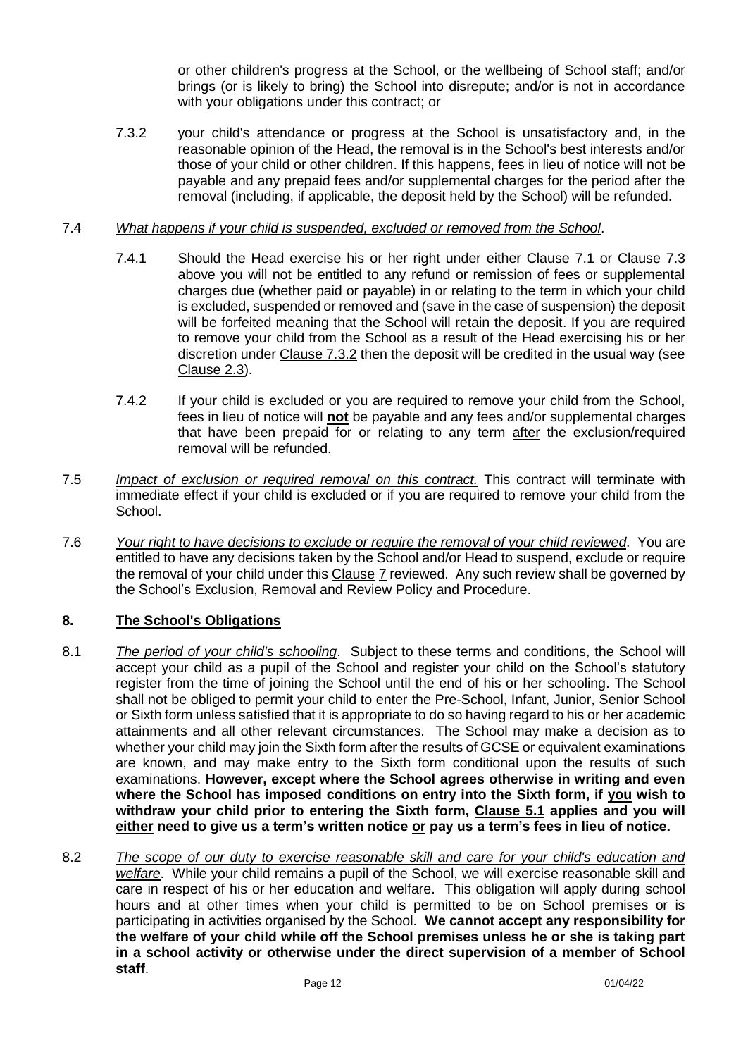or other children's progress at the School, or the wellbeing of School staff; and/or brings (or is likely to bring) the School into disrepute; and/or is not in accordance with your obligations under this contract; or

7.3.2 your child's attendance or progress at the School is unsatisfactory and, in the reasonable opinion of the Head, the removal is in the School's best interests and/or those of your child or other children. If this happens, fees in lieu of notice will not be payable and any prepaid fees and/or supplemental charges for the period after the removal (including, if applicable, the deposit held by the School) will be refunded.

7.4 *What happens if your child is suspended, excluded or removed from the School*.

7.4.1 Should the Head exercise his or her right under either Clause 7.1 or Clause 7.3 above you will not be entitled to any refund or remission of fees or supplemental charges due (whether paid or payable) in or relating to the term in which your child is excluded, suspended or removed and (save in the case of suspension) the deposit will be forfeited meaning that the School will retain the deposit. If you are required to remove your child from the School as a result of the Head exercising his or her discretion under Clause 7.3.2 then the deposit will be credited in the usual way (see Clause 2.3).

7.4.2 If your child is excluded or you are required to remove your child from the School, fees in lieu of notice will **not** be payable and any fees and/or supplemental charges that have been prepaid for or relating to any term after the exclusion/required removal will be refunded.

7.5 *Impact of exclusion or required removal on this contract.* This contract will terminate with immediate effect if your child is excluded or if you are required to remove your child from the School.

7.6 *Your right to have decisions to exclude or require the removal of your child reviewed*. You are entitled to have any decisions taken by the School and/or Head to suspend, exclude or require the removal of your child under this Clause 7 reviewed. Any such review shall be governed by the School's Exclusion, Removal and Review Policy and Procedure.

## 8. The School's Obligations

8.1 *The period of your child's schooling*. Subject to these terms and conditions, the School will accept your child as a pupil of the School and register your child on the School's statutory register from the time of joining the School until the end of his or her schooling. The School shall not be obliged to permit your child to enter the Pre-School, Infant, Junior, Senior School or Sixth form unless satisfied that it is appropriate to do so having regard to his or her academic attainments and all other relevant circumstances. The School may make a decision as to whether your child may join the Sixth form after the results of GCSE or equivalent examinations are known, and may make entry to the Sixth form conditional upon the results of such examinations. **However, except where the School agrees otherwise in writing and even where the School has imposed conditions on entry into the Sixth form, if you wish to withdraw your child prior to entering the Sixth form, Clause 5.1 applies and you will either need to give us a term's written notice or pay us a term's fees in lieu of notice.**

8.2 *The scope of our duty to exercise reasonable skill and care for your child's education and welfare*. While your child remains a pupil of the School, we will exercise reasonable skill and care in respect of his or her education and welfare. This obligation will apply during school hours and at other times when your child is permitted to be on School premises or is participating in activities organised by the School. **We cannot accept any responsibility for the welfare of your child while off the School premises unless he or she is taking part in a school activity or otherwise under the direct supervision of a member of School staff**.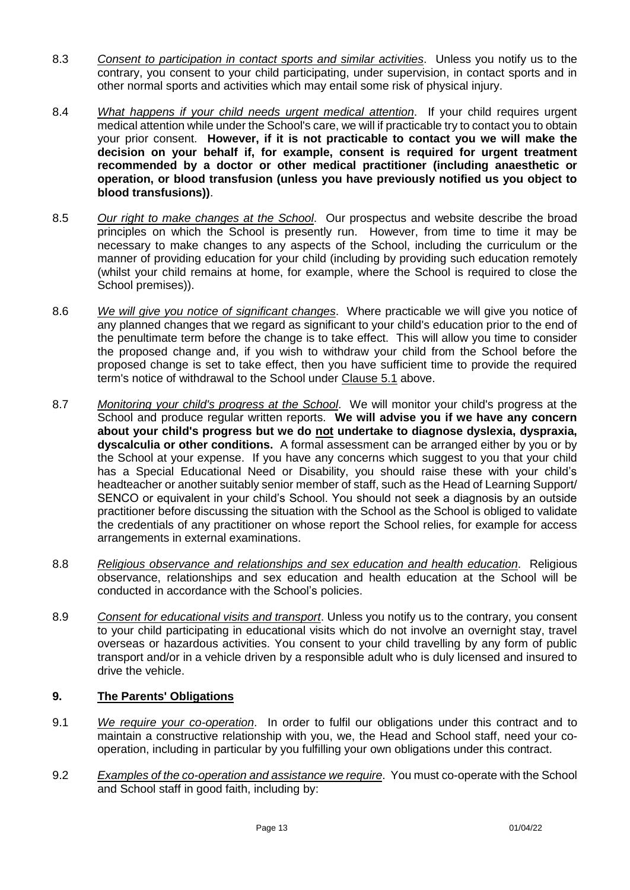8.3 *<u>Consent to participation in contact sports and similar activities</u>*. Unless you notify us to the contrary, you consent to your child participating, under supervision, in contact sports and in other normal sports and activities which may entail some risk of physical injury.

8.4 *<u>What happens if your child needs urgent medical attention</u>*. If your child requires urgent medical attention while under the School's care, we will if practicable try to contact you to obtain your prior consent. **However, if it is not practicable to contact you we will make the decision on your behalf if, for example, consent is required for urgent treatment recommended by a doctor or other medical practitioner (including anaesthetic or operation, or blood transfusion (unless you have previously notified us you object to blood transfusions))**.

8.5 *<u>Our right to make changes at the School</u>*. Our prospectus and website describe the broad principles on which the School is presently run. However, from time to time it may be necessary to make changes to any aspects of the School, including the curriculum or the manner of providing education for your child (including by providing such education remotely (whilst your child remains at home, for example, where the School is required to close the School premises)).

8.6 *<u>We will give you notice of significant changes</u>*. Where practicable we will give you notice of any planned changes that we regard as significant to your child's education prior to the end of the penultimate term before the change is to take effect. This will allow you time to consider the proposed change and, if you wish to withdraw your child from the School before the proposed change is set to take effect, then you have sufficient time to provide the required term's notice of withdrawal to the School under <u>Clause 5.1</u> above.

8.7 *<u>Monitoring your child's progress at the School</u>*. We will monitor your child's progress at the School and produce regular written reports. **We will advise you if we have any concern about your child's progress but we do <u>not</u> undertake to diagnose dyslexia, dyspraxia, dyscalculia or other conditions.** A formal assessment can be arranged either by you or by the School at your expense. If you have any concerns which suggest to you that your child has a Special Educational Need or Disability, you should raise these with your child's headteacher or another suitably senior member of staff, such as the Head of Learning Support/ SENCO or equivalent in your child's School. You should not seek a diagnosis by an outside practitioner before discussing the situation with the School as the School is obliged to validate the credentials of any practitioner on whose report the School relies, for example for access arrangements in external examinations.

8.8 *<u>Religious observance and relationships and sex education and health education</u>*. Religious observance, relationships and sex education and health education at the School will be conducted in accordance with the School's policies.

8.9 *<u>Consent for educational visits and transport</u>*. Unless you notify us to the contrary, you consent to your child participating in educational visits which do not involve an overnight stay, travel overseas or hazardous activities. You consent to your child travelling by any form of public transport and/or in a vehicle driven by a responsible adult who is duly licensed and insured to drive the vehicle.

## 9. <u>The Parents' Obligations</u>

9.1 *<u>We require your co-operation</u>*. In order to fulfil our obligations under this contract and to maintain a constructive relationship with you, we, the Head and School staff, need your co-operation, including in particular by you fulfilling your own obligations under this contract.

9.2 *<u>Examples of the co-operation and assistance we require</u>*. You must co-operate with the School and School staff in good faith, including by: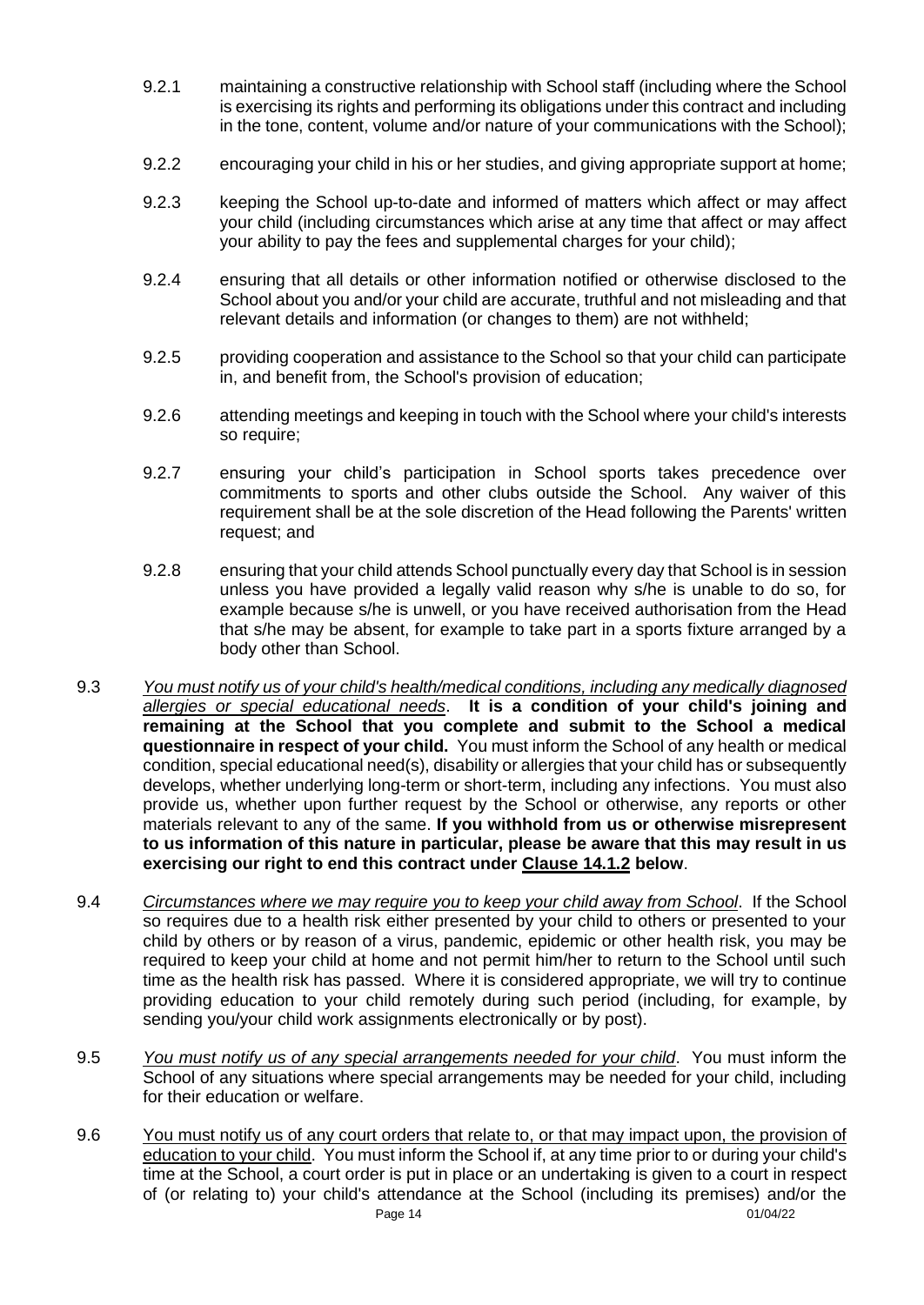9.2.1 maintaining a constructive relationship with School staff (including where the School is exercising its rights and performing its obligations under this contract and including in the tone, content, volume and/or nature of your communications with the School);

9.2.2 encouraging your child in his or her studies, and giving appropriate support at home;

9.2.3 keeping the School up-to-date and informed of matters which affect or may affect your child (including circumstances which arise at any time that affect or may affect your ability to pay the fees and supplemental charges for your child);

9.2.4 ensuring that all details or other information notified or otherwise disclosed to the School about you and/or your child are accurate, truthful and not misleading and that relevant details and information (or changes to them) are not withheld;

9.2.5 providing cooperation and assistance to the School so that your child can participate in, and benefit from, the School's provision of education;

9.2.6 attending meetings and keeping in touch with the School where your child's interests so require;

9.2.7 ensuring your child's participation in School sports takes precedence over commitments to sports and other clubs outside the School. Any waiver of this requirement shall be at the sole discretion of the Head following the Parents' written request; and

9.2.8 ensuring that your child attends School punctually every day that School is in session unless you have provided a legally valid reason why s/he is unable to do so, for example because s/he is unwell, or you have received authorisation from the Head that s/he may be absent, for example to take part in a sports fixture arranged by a body other than School.

9.3 *You must notify us of your child's health/medical conditions, including any medically diagnosed allergies or special educational needs*. **It is a condition of your child's joining and remaining at the School that you complete and submit to the School a medical questionnaire in respect of your child.** You must inform the School of any health or medical condition, special educational need(s), disability or allergies that your child has or subsequently develops, whether underlying long-term or short-term, including any infections. You must also provide us, whether upon further request by the School or otherwise, any reports or other materials relevant to any of the same. **If you withhold from us or otherwise misrepresent to us information of this nature in particular, please be aware that this may result in us exercising our right to end this contract under Clause 14.1.2 below**.

9.4 *Circumstances where we may require you to keep your child away from School*. If the School so requires due to a health risk either presented by your child to others or presented to your child by others or by reason of a virus, pandemic, epidemic or other health risk, you may be required to keep your child at home and not permit him/her to return to the School until such time as the health risk has passed. Where it is considered appropriate, we will try to continue providing education to your child remotely during such period (including, for example, by sending you/your child work assignments electronically or by post).

9.5 *You must notify us of any special arrangements needed for your child*. You must inform the School of any situations where special arrangements may be needed for your child, including for their education or welfare.

9.6 You must notify us of any court orders that relate to, or that may impact upon, the provision of education to your child. You must inform the School if, at any time prior to or during your child's time at the School, a court order is put in place or an undertaking is given to a court in respect of (or relating to) your child's attendance at the School (including its premises) and/or the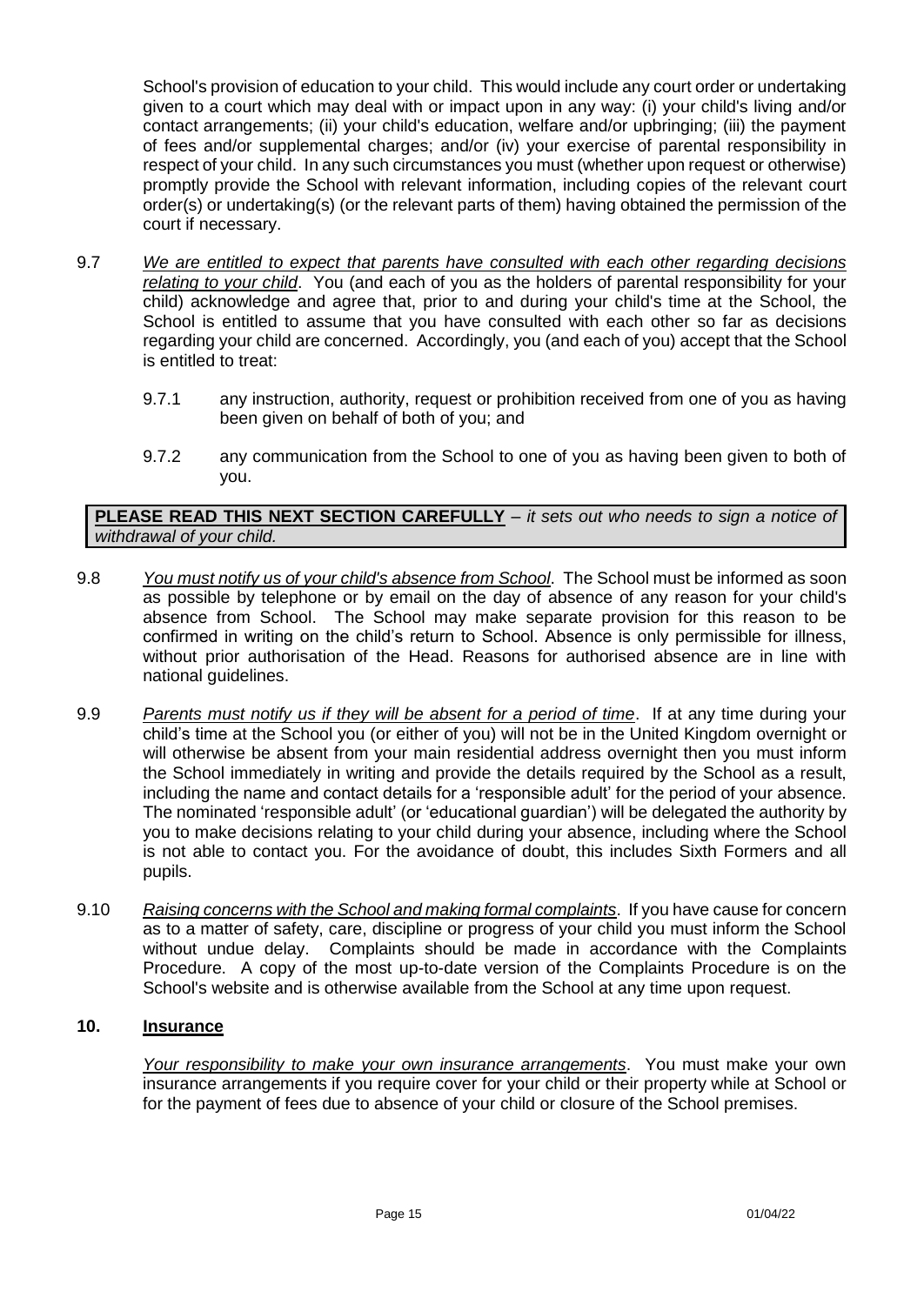School's provision of education to your child. This would include any court order or undertaking given to a court which may deal with or impact upon in any way: (i) your child's living and/or contact arrangements; (ii) your child's education, welfare and/or upbringing; (iii) the payment of fees and/or supplemental charges; and/or (iv) your exercise of parental responsibility in respect of your child. In any such circumstances you must (whether upon request or otherwise) promptly provide the School with relevant information, including copies of the relevant court order(s) or undertaking(s) (or the relevant parts of them) having obtained the permission of the court if necessary.

9.7 *We are entitled to expect that parents have consulted with each other regarding decisions relating to your child*. You (and each of you as the holders of parental responsibility for your child) acknowledge and agree that, prior to and during your child's time at the School, the School is entitled to assume that you have consulted with each other so far as decisions regarding your child are concerned. Accordingly, you (and each of you) accept that the School is entitled to treat:

9.7.1 any instruction, authority, request or prohibition received from one of you as having been given on behalf of both of you; and

9.7.2 any communication from the School to one of you as having been given to both of you.

**PLEASE READ THIS NEXT SECTION CAREFULLY** – *it sets out who needs to sign a notice of withdrawal of your child.*

9.8 *You must notify us of your child's absence from School*. The School must be informed as soon as possible by telephone or by email on the day of absence of any reason for your child's absence from School. The School may make separate provision for this reason to be confirmed in writing on the child's return to School. Absence is only permissible for illness, without prior authorisation of the Head. Reasons for authorised absence are in line with national guidelines.

9.9 *Parents must notify us if they will be absent for a period of time*. If at any time during your child's time at the School you (or either of you) will not be in the United Kingdom overnight or will otherwise be absent from your main residential address overnight then you must inform the School immediately in writing and provide the details required by the School as a result, including the name and contact details for a 'responsible adult' for the period of your absence. The nominated 'responsible adult' (or 'educational guardian') will be delegated the authority by you to make decisions relating to your child during your absence, including where the School is not able to contact you. For the avoidance of doubt, this includes Sixth Formers and all pupils.

9.10 *Raising concerns with the School and making formal complaints*. If you have cause for concern as to a matter of safety, care, discipline or progress of your child you must inform the School without undue delay. Complaints should be made in accordance with the Complaints Procedure. A copy of the most up-to-date version of the Complaints Procedure is on the School's website and is otherwise available from the School at any time upon request.

## 10. Insurance

*Your responsibility to make your own insurance arrangements*. You must make your own insurance arrangements if you require cover for your child or their property while at School or for the payment of fees due to absence of your child or closure of the School premises.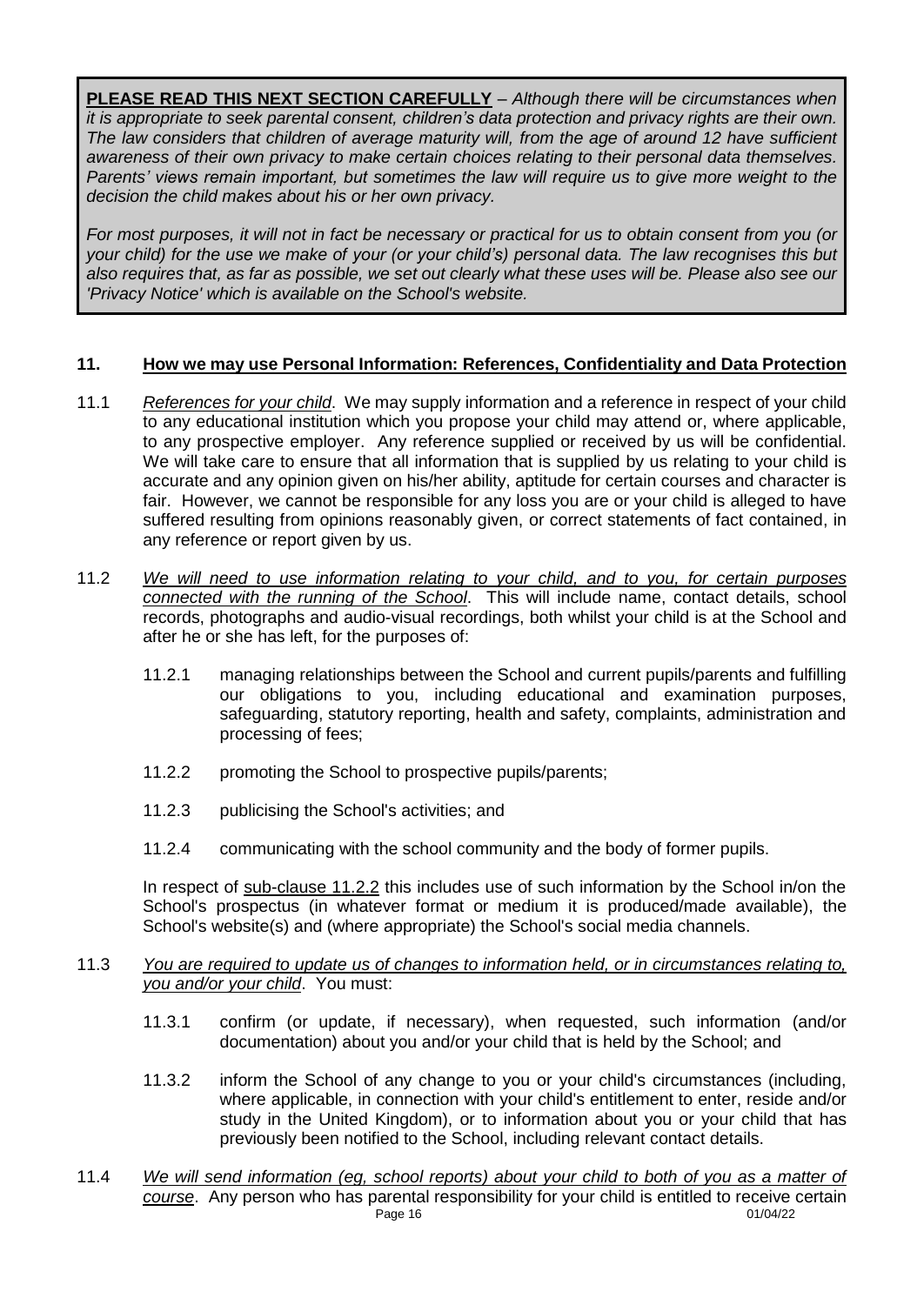**PLEASE READ THIS NEXT SECTION CAREFULLY** – *Although there will be circumstances when it is appropriate to seek parental consent, children's data protection and privacy rights are their own. The law considers that children of average maturity will, from the age of around 12 have sufficient awareness of their own privacy to make certain choices relating to their personal data themselves. Parents' views remain important, but sometimes the law will require us to give more weight to the decision the child makes about his or her own privacy.*

*For most purposes, it will not in fact be necessary or practical for us to obtain consent from you (or your child) for the use we make of your (or your child's) personal data. The law recognises this but also requires that, as far as possible, we set out clearly what these uses will be. Please also see our 'Privacy Notice' which is available on the School's website.*

## 11. How we may use Personal Information: References, Confidentiality and Data Protection

11.1 *References for your child*. We may supply information and a reference in respect of your child to any educational institution which you propose your child may attend or, where applicable, to any prospective employer. Any reference supplied or received by us will be confidential. We will take care to ensure that all information that is supplied by us relating to your child is accurate and any opinion given on his/her ability, aptitude for certain courses and character is fair. However, we cannot be responsible for any loss you are or your child is alleged to have suffered resulting from opinions reasonably given, or correct statements of fact contained, in any reference or report given by us.

11.2 *We will need to use information relating to your child, and to you, for certain purposes connected with the running of the School*. This will include name, contact details, school records, photographs and audio-visual recordings, both whilst your child is at the School and after he or she has left, for the purposes of:

11.2.1 managing relationships between the School and current pupils/parents and fulfilling our obligations to you, including educational and examination purposes, safeguarding, statutory reporting, health and safety, complaints, administration and processing of fees;

11.2.2 promoting the School to prospective pupils/parents;

11.2.3 publicising the School's activities; and

11.2.4 communicating with the school community and the body of former pupils.

In respect of sub-clause 11.2.2 this includes use of such information by the School in/on the School's prospectus (in whatever format or medium it is produced/made available), the School's website(s) and (where appropriate) the School's social media channels.

11.3 *You are required to update us of changes to information held, or in circumstances relating to, you and/or your child*. You must:

11.3.1 confirm (or update, if necessary), when requested, such information (and/or documentation) about you and/or your child that is held by the School; and

11.3.2 inform the School of any change to you or your child's circumstances (including, where applicable, in connection with your child's entitlement to enter, reside and/or study in the United Kingdom), or to information about you or your child that has previously been notified to the School, including relevant contact details.

11.4 *We will send information (eg, school reports) about your child to both of you as a matter of course*. Any person who has parental responsibility for your child is entitled to receive certain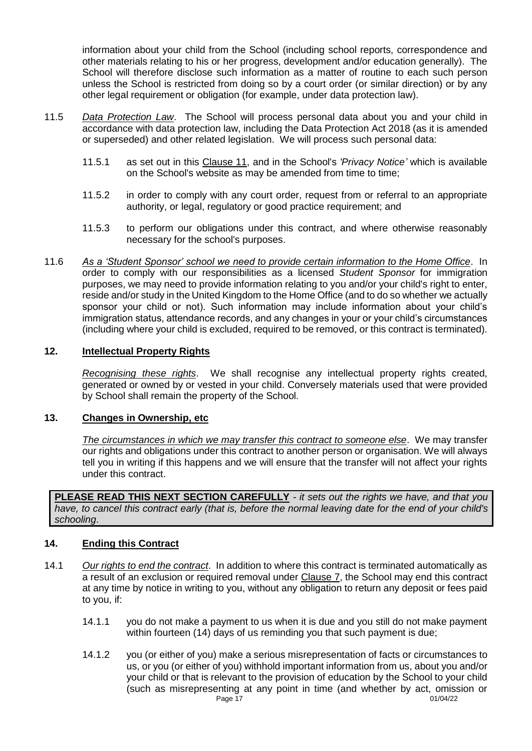information about your child from the School (including school reports, correspondence and other materials relating to his or her progress, development and/or education generally). The School will therefore disclose such information as a matter of routine to each such person unless the School is restricted from doing so by a court order (or similar direction) or by any other legal requirement or obligation (for example, under data protection law).

11.5 *Data Protection Law*. The School will process personal data about you and your child in accordance with data protection law, including the Data Protection Act 2018 (as it is amended or superseded) and other related legislation. We will process such personal data:

11.5.1 as set out in this Clause 11, and in the School's *'Privacy Notice'* which is available on the School's website as may be amended from time to time;

11.5.2 in order to comply with any court order, request from or referral to an appropriate authority, or legal, regulatory or good practice requirement; and

11.5.3 to perform our obligations under this contract, and where otherwise reasonably necessary for the school's purposes.

11.6 *As a 'Student Sponsor' school we need to provide certain information to the Home Office*. In order to comply with our responsibilities as a licensed *Student Sponsor* for immigration purposes, we may need to provide information relating to you and/or your child's right to enter, reside and/or study in the United Kingdom to the Home Office (and to do so whether we actually sponsor your child or not). Such information may include information about your child's immigration status, attendance records, and any changes in your or your child's circumstances (including where your child is excluded, required to be removed, or this contract is terminated).

## 12. Intellectual Property Rights

*Recognising these rights*. We shall recognise any intellectual property rights created, generated or owned by or vested in your child. Conversely materials used that were provided by School shall remain the property of the School.

## 13. Changes in Ownership, etc

*The circumstances in which we may transfer this contract to someone else*. We may transfer our rights and obligations under this contract to another person or organisation. We will always tell you in writing if this happens and we will ensure that the transfer will not affect your rights under this contract.

**PLEASE READ THIS NEXT SECTION CAREFULLY** - *it sets out the rights we have, and that you have, to cancel this contract early (that is, before the normal leaving date for the end of your child's schooling*.

## 14. Ending this Contract

14.1 *Our rights to end the contract*. In addition to where this contract is terminated automatically as a result of an exclusion or required removal under Clause 7, the School may end this contract at any time by notice in writing to you, without any obligation to return any deposit or fees paid to you, if:

14.1.1 you do not make a payment to us when it is due and you still do not make payment within fourteen (14) days of us reminding you that such payment is due;

14.1.2 you (or either of you) make a serious misrepresentation of facts or circumstances to us, or you (or either of you) withhold important information from us, about you and/or your child or that is relevant to the provision of education by the School to your child (such as misrepresenting at any point in time (and whether by act, omission or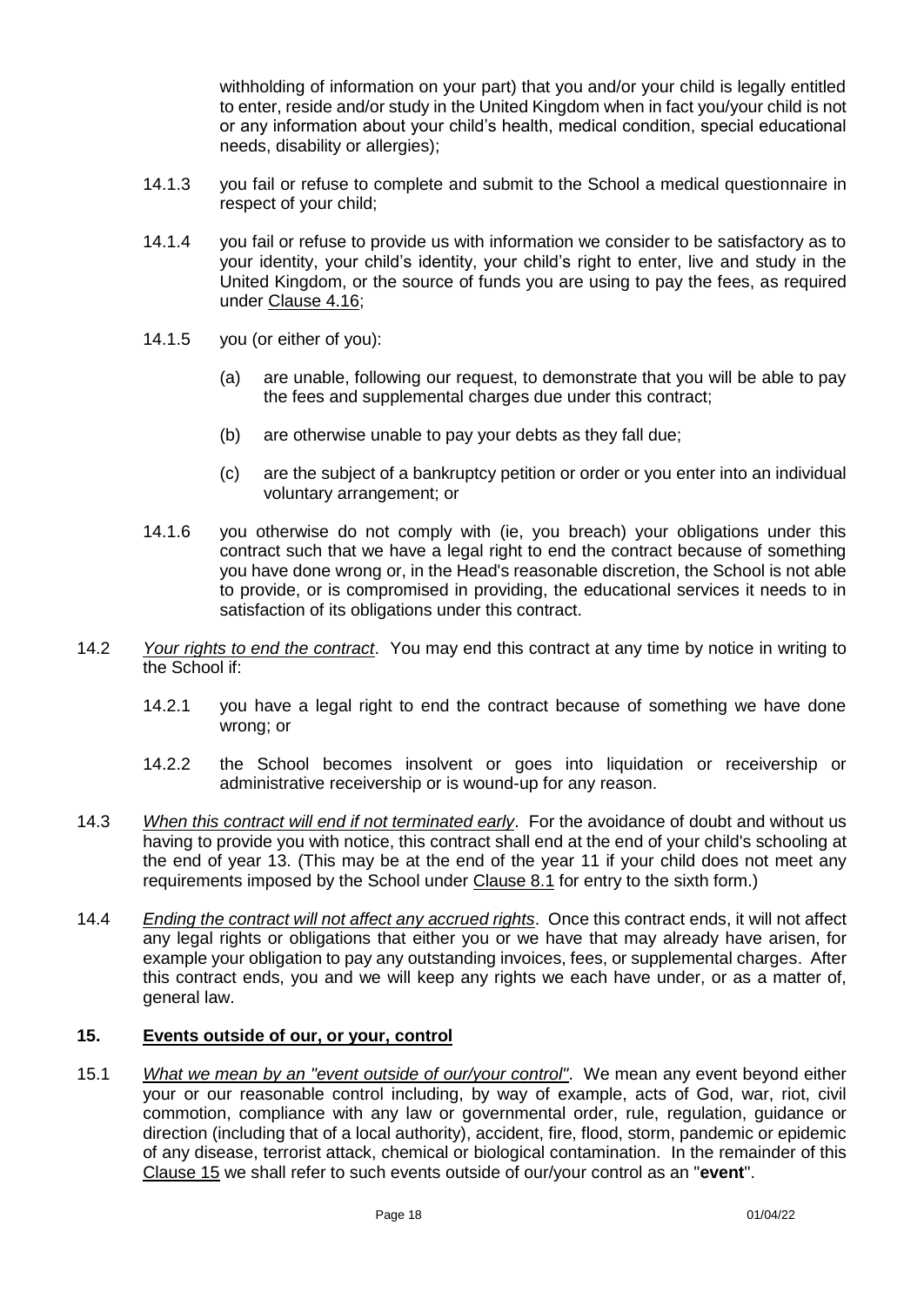withholding of information on your part) that you and/or your child is legally entitled to enter, reside and/or study in the United Kingdom when in fact you/your child is not or any information about your child's health, medical condition, special educational needs, disability or allergies);

14.1.3 you fail or refuse to complete and submit to the School a medical questionnaire in respect of your child;

14.1.4 you fail or refuse to provide us with information we consider to be satisfactory as to your identity, your child's identity, your child's right to enter, live and study in the United Kingdom, or the source of funds you are using to pay the fees, as required under Clause 4.16;

14.1.5 you (or either of you):

(a) are unable, following our request, to demonstrate that you will be able to pay the fees and supplemental charges due under this contract;

(b) are otherwise unable to pay your debts as they fall due;

(c) are the subject of a bankruptcy petition or order or you enter into an individual voluntary arrangement; or

14.1.6 you otherwise do not comply with (ie, you breach) your obligations under this contract such that we have a legal right to end the contract because of something you have done wrong or, in the Head's reasonable discretion, the School is not able to provide, or is compromised in providing, the educational services it needs to in satisfaction of its obligations under this contract.

14.2 *Your rights to end the contract*. You may end this contract at any time by notice in writing to the School if:

14.2.1 you have a legal right to end the contract because of something we have done wrong; or

14.2.2 the School becomes insolvent or goes into liquidation or receivership or administrative receivership or is wound-up for any reason.

14.3 *When this contract will end if not terminated early*. For the avoidance of doubt and without us having to provide you with notice, this contract shall end at the end of your child's schooling at the end of year 13. (This may be at the end of the year 11 if your child does not meet any requirements imposed by the School under Clause 8.1 for entry to the sixth form.)

14.4 *Ending the contract will not affect any accrued rights*. Once this contract ends, it will not affect any legal rights or obligations that either you or we have that may already have arisen, for example your obligation to pay any outstanding invoices, fees, or supplemental charges. After this contract ends, you and we will keep any rights we each have under, or as a matter of, general law.

## 15. Events outside of our, or your, control

15.1 *What we mean by an "event outside of our/your control"*. We mean any event beyond either your or our reasonable control including, by way of example, acts of God, war, riot, civil commotion, compliance with any law or governmental order, rule, regulation, guidance or direction (including that of a local authority), accident, fire, flood, storm, pandemic or epidemic of any disease, terrorist attack, chemical or biological contamination. In the remainder of this Clause 15 we shall refer to such events outside of our/your control as an "**event**".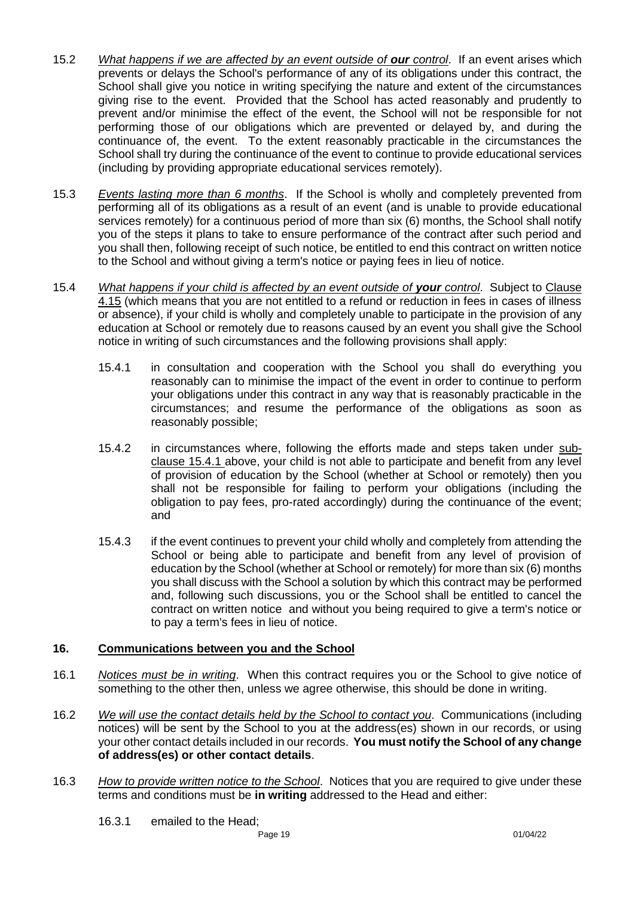15.2 *What happens if we are affected by an event outside of **our** control*. If an event arises which prevents or delays the School's performance of any of its obligations under this contract, the School shall give you notice in writing specifying the nature and extent of the circumstances giving rise to the event. Provided that the School has acted reasonably and prudently to prevent and/or minimise the effect of the event, the School will not be responsible for not performing those of our obligations which are prevented or delayed by, and during the continuance of, the event. To the extent reasonably practicable in the circumstances the School shall try during the continuance of the event to continue to provide educational services (including by providing appropriate educational services remotely).

15.3 *Events lasting more than 6 months*. If the School is wholly and completely prevented from performing all of its obligations as a result of an event (and is unable to provide educational services remotely) for a continuous period of more than six (6) months, the School shall notify you of the steps it plans to take to ensure performance of the contract after such period and you shall then, following receipt of such notice, be entitled to end this contract on written notice to the School and without giving a term's notice or paying fees in lieu of notice.

15.4 *What happens if your child is affected by an event outside of **your** control*. Subject to Clause 4.15 (which means that you are not entitled to a refund or reduction in fees in cases of illness or absence), if your child is wholly and completely unable to participate in the provision of any education at School or remotely due to reasons caused by an event you shall give the School notice in writing of such circumstances and the following provisions shall apply:

15.4.1 in consultation and cooperation with the School you shall do everything you reasonably can to minimise the impact of the event in order to continue to perform your obligations under this contract in any way that is reasonably practicable in the circumstances; and resume the performance of the obligations as soon as reasonably possible;

15.4.2 in circumstances where, following the efforts made and steps taken under sub-clause 15.4.1 above, your child is not able to participate and benefit from any level of provision of education by the School (whether at School or remotely) then you shall not be responsible for failing to perform your obligations (including the obligation to pay fees, pro-rated accordingly) during the continuance of the event; and

15.4.3 if the event continues to prevent your child wholly and completely from attending the School or being able to participate and benefit from any level of provision of education by the School (whether at School or remotely) for more than six (6) months you shall discuss with the School a solution by which this contract may be performed and, following such discussions, you or the School shall be entitled to cancel the contract on written notice and without you being required to give a term's notice or to pay a term's fees in lieu of notice.

## 16. Communications between you and the School

16.1 *Notices must be in writing*. When this contract requires you or the School to give notice of something to the other then, unless we agree otherwise, this should be done in writing.

16.2 *We will use the contact details held by the School to contact you*. Communications (including notices) will be sent by the School to you at the address(es) shown in our records, or using your other contact details included in our records. **You must notify the School of any change of address(es) or other contact details**.

16.3 *How to provide written notice to the School*. Notices that you are required to give under these terms and conditions must be **in writing** addressed to the Head and either:

16.3.1 emailed to the Head;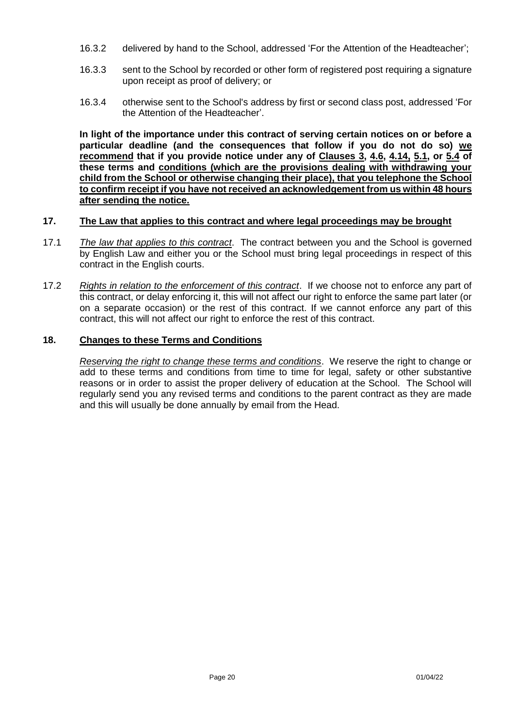16.3.2 delivered by hand to the School, addressed 'For the Attention of the Headteacher';

16.3.3 sent to the School by recorded or other form of registered post requiring a signature upon receipt as proof of delivery; or

16.3.4 otherwise sent to the School's address by first or second class post, addressed 'For the Attention of the Headteacher'.

**In light of the importance under this contract of serving certain notices on or before a particular deadline (and the consequences that follow if you do not do so) we recommend that if you provide notice under any of Clauses 3, 4.6, 4.14, 5.1, or 5.4 of these terms and conditions (which are the provisions dealing with withdrawing your child from the School or otherwise changing their place), that you telephone the School to confirm receipt if you have not received an acknowledgement from us within 48 hours after sending the notice.**

## 17. The Law that applies to this contract and where legal proceedings may be brought

17.1 *The law that applies to this contract*. The contract between you and the School is governed by English Law and either you or the School must bring legal proceedings in respect of this contract in the English courts.

17.2 *Rights in relation to the enforcement of this contract*. If we choose not to enforce any part of this contract, or delay enforcing it, this will not affect our right to enforce the same part later (or on a separate occasion) or the rest of this contract. If we cannot enforce any part of this contract, this will not affect our right to enforce the rest of this contract.

## 18. Changes to these Terms and Conditions

*Reserving the right to change these terms and conditions*. We reserve the right to change or add to these terms and conditions from time to time for legal, safety or other substantive reasons or in order to assist the proper delivery of education at the School. The School will regularly send you any revised terms and conditions to the parent contract as they are made and this will usually be done annually by email from the Head.